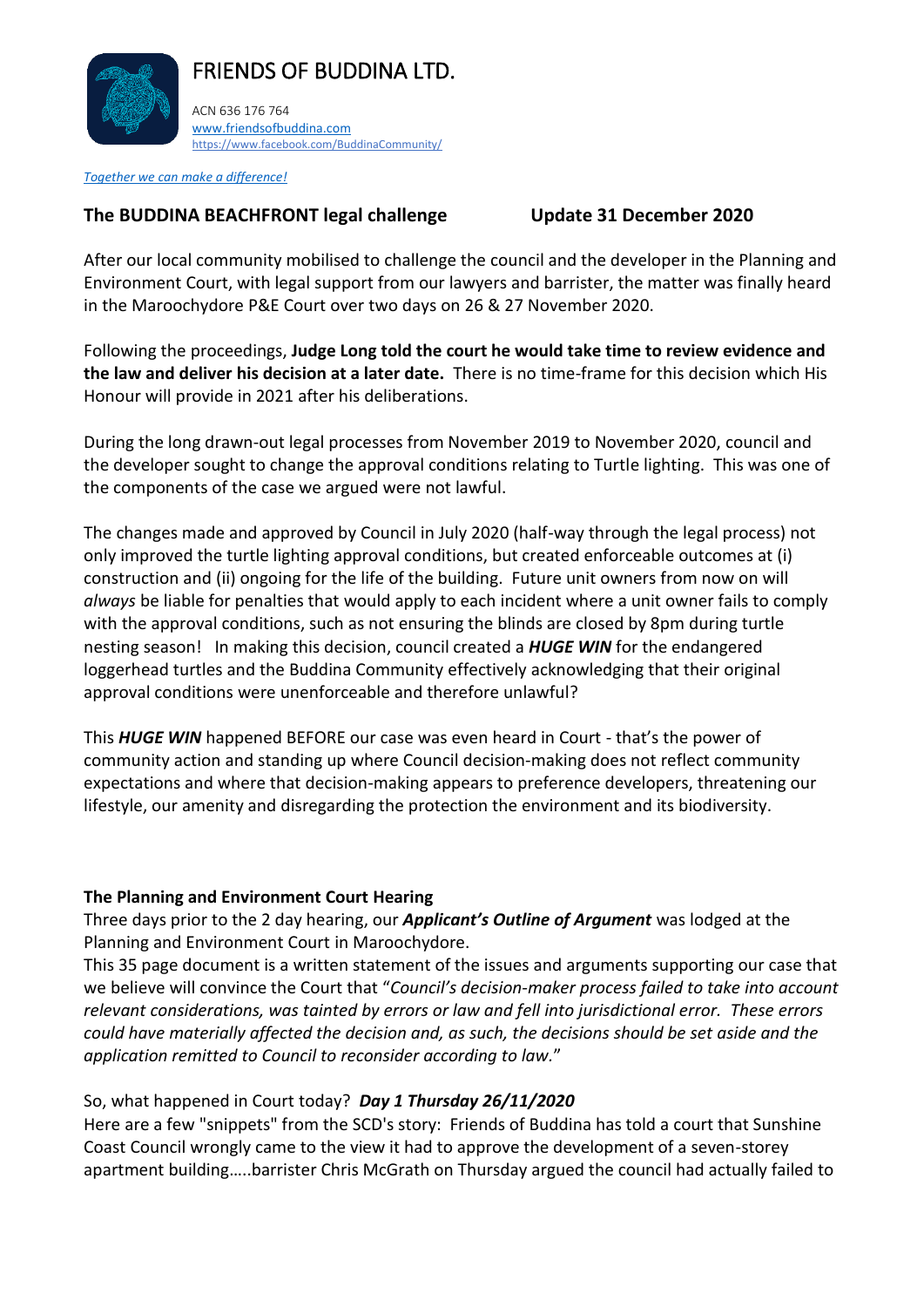# FRIENDS OF BUDDINA LTD.

ACN 636 176 764
www.friendsofbuddina.com
https://www.facebook.com/BuddinaCommunity/

*Together we can make a difference!*

**The BUDDINA BEACHFRONT legal challenge** **Update 31 December 2020**

After our local community mobilised to challenge the council and the developer in the Planning and Environment Court, with legal support from our lawyers and barrister, the matter was finally heard in the Maroochydore P&E Court over two days on 26 & 27 November 2020.

Following the proceedings, **Judge Long told the court he would take time to review evidence and the law and deliver his decision at a later date.** There is no time-frame for this decision which His Honour will provide in 2021 after his deliberations.

During the long drawn-out legal processes from November 2019 to November 2020, council and the developer sought to change the approval conditions relating to Turtle lighting. This was one of the components of the case we argued were not lawful.

The changes made and approved by Council in July 2020 (half-way through the legal process) not only improved the turtle lighting approval conditions, but created enforceable outcomes at (i) construction and (ii) ongoing for the life of the building. Future unit owners from now on will *always* be liable for penalties that would apply to each incident where a unit owner fails to comply with the approval conditions, such as not ensuring the blinds are closed by 8pm during turtle nesting season! In making this decision, council created a ***HUGE WIN*** for the endangered loggerhead turtles and the Buddina Community effectively acknowledging that their original approval conditions were unenforceable and therefore unlawful?

This ***HUGE WIN*** happened BEFORE our case was even heard in Court - that's the power of community action and standing up where Council decision-making does not reflect community expectations and where that decision-making appears to preference developers, threatening our lifestyle, our amenity and disregarding the protection the environment and its biodiversity.

**The Planning and Environment Court Hearing**

Three days prior to the 2 day hearing, our ***Applicant's Outline of Argument*** was lodged at the Planning and Environment Court in Maroochydore.

This 35 page document is a written statement of the issues and arguments supporting our case that we believe will convince the Court that "*Council's decision-maker process failed to take into account relevant considerations, was tainted by errors or law and fell into jurisdictional error. These errors could have materially affected the decision and, as such, the decisions should be set aside and the application remitted to Council to reconsider according to law.*"

So, what happened in Court today? ***Day 1 Thursday 26/11/2020***

Here are a few "snippets" from the SCD's story: Friends of Buddina has told a court that Sunshine Coast Council wrongly came to the view it had to approve the development of a seven-storey apartment building…..barrister Chris McGrath on Thursday argued the council had actually failed to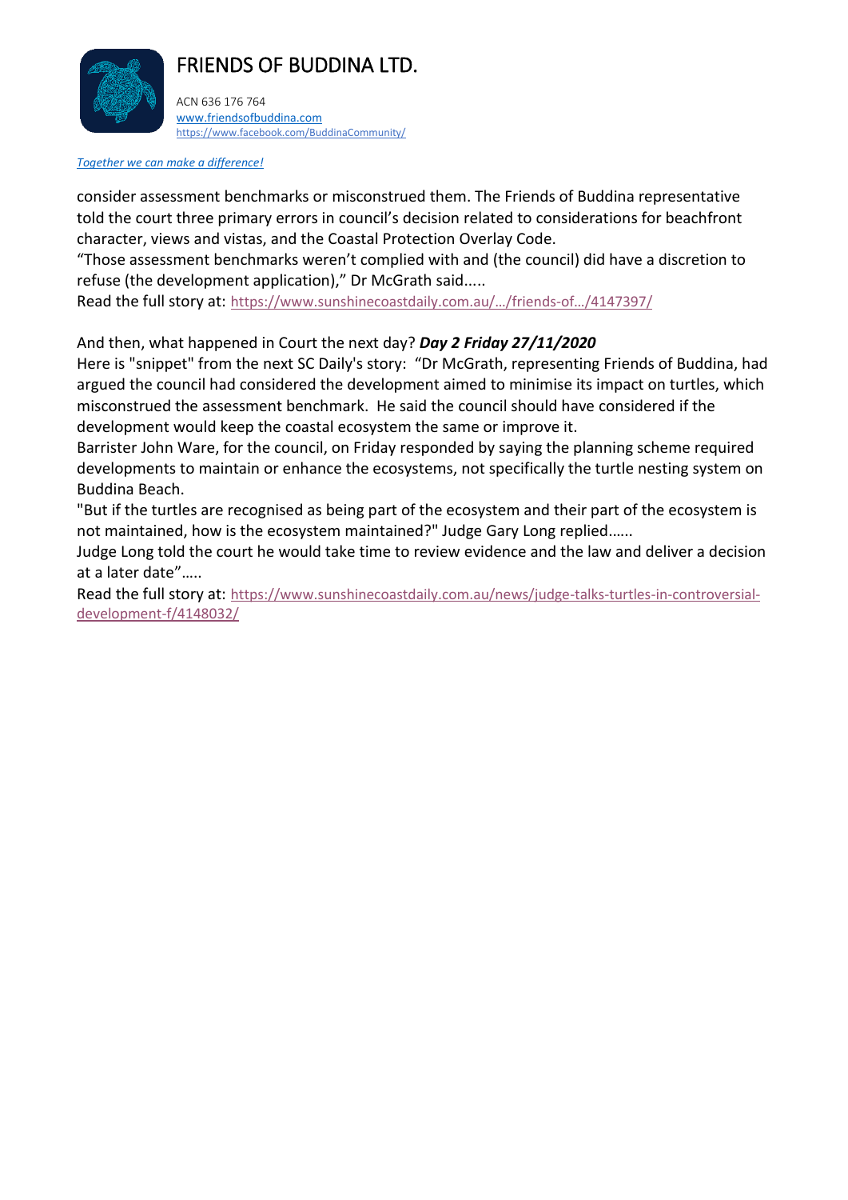# FRIENDS OF BUDDINA LTD.

ACN 636 176 764
www.friendsofbuddina.com
https://www.facebook.com/BuddinaCommunity/

*Together we can make a difference!*

consider assessment benchmarks or misconstrued them. The Friends of Buddina representative told the court three primary errors in council's decision related to considerations for beachfront character, views and vistas, and the Coastal Protection Overlay Code.

"Those assessment benchmarks weren't complied with and (the council) did have a discretion to refuse (the development application)," Dr McGrath said.....

Read the full story at: https://www.sunshinecoastdaily.com.au/…/friends-of…/4147397/

And then, what happened in Court the next day? ***Day 2 Friday 27/11/2020***

Here is "snippet" from the next SC Daily's story: "Dr McGrath, representing Friends of Buddina, had argued the council had considered the development aimed to minimise its impact on turtles, which misconstrued the assessment benchmark. He said the council should have considered if the development would keep the coastal ecosystem the same or improve it.

Barrister John Ware, for the council, on Friday responded by saying the planning scheme required developments to maintain or enhance the ecosystems, not specifically the turtle nesting system on Buddina Beach.

"But if the turtles are recognised as being part of the ecosystem and their part of the ecosystem is not maintained, how is the ecosystem maintained?" Judge Gary Long replied……

Judge Long told the court he would take time to review evidence and the law and deliver a decision at a later date"…..

Read the full story at: https://www.sunshinecoastdaily.com.au/news/judge-talks-turtles-in-controversial-development-f/4148032/